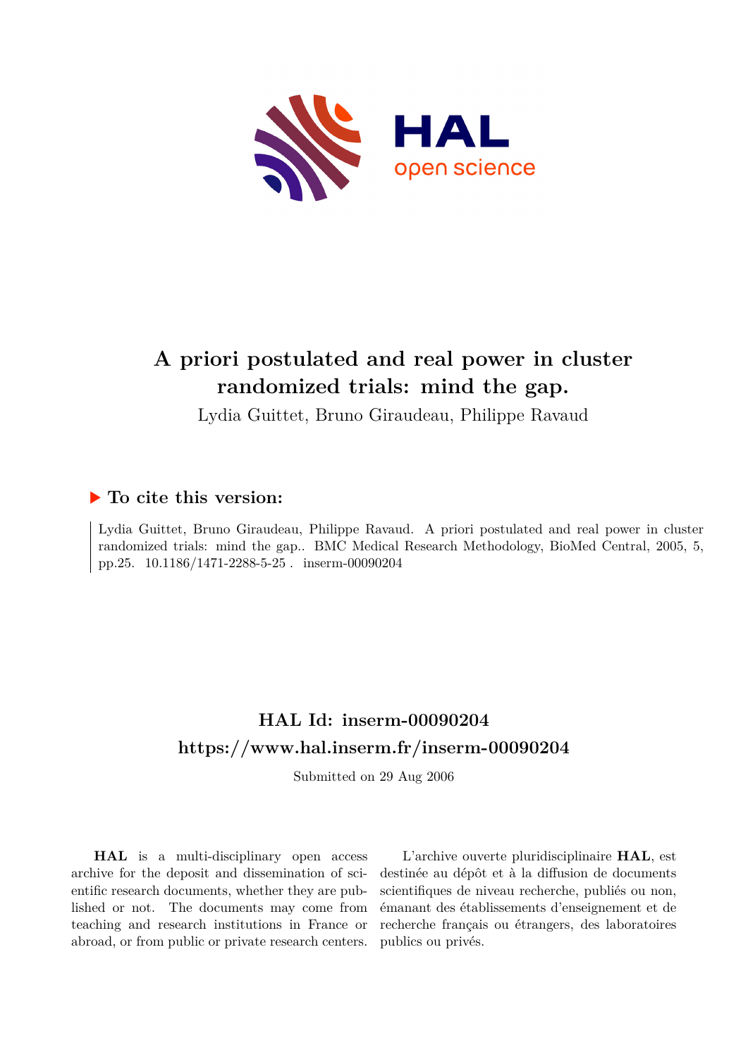# A priori postulated and real power in cluster randomized trials: mind the gap.

Lydia Guittet, Bruno Giraudeau, Philippe Ravaud

## ▶ To cite this version:

Lydia Guittet, Bruno Giraudeau, Philippe Ravaud. A priori postulated and real power in cluster randomized trials: mind the gap.. BMC Medical Research Methodology, BioMed Central, 2005, 5, pp.25. 10.1186/1471-2288-5-25 . inserm-00090204

## HAL Id: inserm-00090204
## https://www.hal.inserm.fr/inserm-00090204

Submitted on 29 Aug 2006

**HAL** is a multi-disciplinary open access archive for the deposit and dissemination of scientific research documents, whether they are published or not. The documents may come from teaching and research institutions in France or abroad, or from public or private research centers.

L'archive ouverte pluridisciplinaire **HAL**, est destinée au dépôt et à la diffusion de documents scientifiques de niveau recherche, publiés ou non, émanant des établissements d'enseignement et de recherche français ou étrangers, des laboratoires publics ou privés.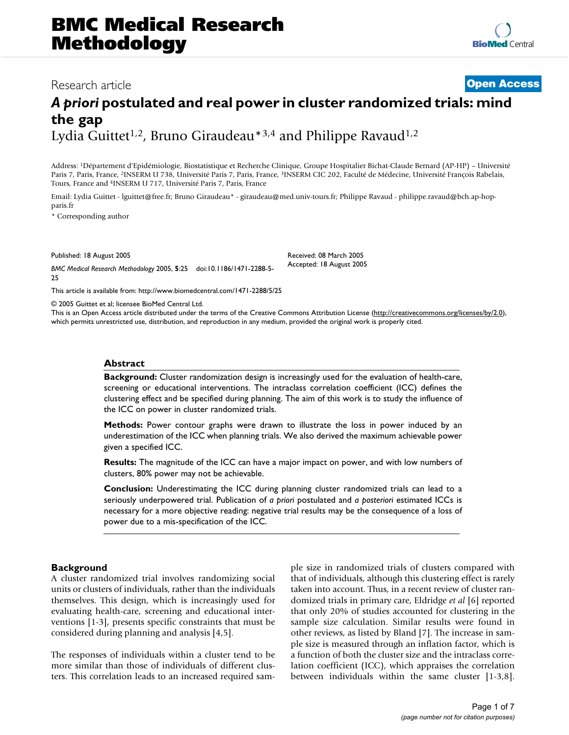# *A priori* postulated and real power in cluster randomized trials: mind the gap

Lydia Guittet[1,2], Bruno Giraudeau*[3,4] and Philippe Ravaud[1,2]

Address: [1]Département d'Epidémiologie, Biostatistique et Recherche Clinique, Groupe Hospitalier Bichat-Claude Bernard (AP-HP) – Université Paris 7, Paris, France, [2]INSERM U 738, Université Paris 7, Paris, France, [3]INSERM CIC 202, Faculté de Médecine, Université François Rabelais, Tours, France and [4]INSERM U 717, Université Paris 7, Paris, France

Email: Lydia Guittet - lguittet@free.fr; Bruno Giraudeau* - giraudeau@med.univ-tours.fr; Philippe Ravaud - philippe.ravaud@bch.ap-hop-paris.fr

\* Corresponding author

Published: 18 August 2005

*BMC Medical Research Methodology* 2005, **5**:25 doi:10.1186/1471-2288-5-25

Received: 08 March 2005
Accepted: 18 August 2005

This article is available from: http://www.biomedcentral.com/1471-2288/5/25

© 2005 Guittet et al; licensee BioMed Central Ltd.
This is an Open Access article distributed under the terms of the Creative Commons Attribution License (http://creativecommons.org/licenses/by/2.0), which permits unrestricted use, distribution, and reproduction in any medium, provided the original work is properly cited.

## Abstract

**Background:** Cluster randomization design is increasingly used for the evaluation of health-care, screening or educational interventions. The intraclass correlation coefficient (ICC) defines the clustering effect and be specified during planning. The aim of this work is to study the influence of the ICC on power in cluster randomized trials.

**Methods:** Power contour graphs were drawn to illustrate the loss in power induced by an underestimation of the ICC when planning trials. We also derived the maximum achievable power given a specified ICC.

**Results:** The magnitude of the ICC can have a major impact on power, and with low numbers of clusters, 80% power may not be achievable.

**Conclusion:** Underestimating the ICC during planning cluster randomized trials can lead to a seriously underpowered trial. Publication of *a priori* postulated and *a posteriori* estimated ICCs is necessary for a more objective reading: negative trial results may be the consequence of a loss of power due to a mis-specification of the ICC.

## Background

A cluster randomized trial involves randomizing social units or clusters of individuals, rather than the individuals themselves. This design, which is increasingly used for evaluating health-care, screening and educational interventions [1-3], presents specific constraints that must be considered during planning and analysis [4,5].

The responses of individuals within a cluster tend to be more similar than those of individuals of different clusters. This correlation leads to an increased required sample size in randomized trials of clusters compared with that of individuals, although this clustering effect is rarely taken into account. Thus, in a recent review of cluster randomized trials in primary care, Eldridge *et al* [6] reported that only 20% of studies accounted for clustering in the sample size calculation. Similar results were found in other reviews, as listed by Bland [7]. The increase in sample size is measured through an inflation factor, which is a function of both the cluster size and the intraclass correlation coefficient (ICC), which appraises the correlation between individuals within the same cluster [1-3,8].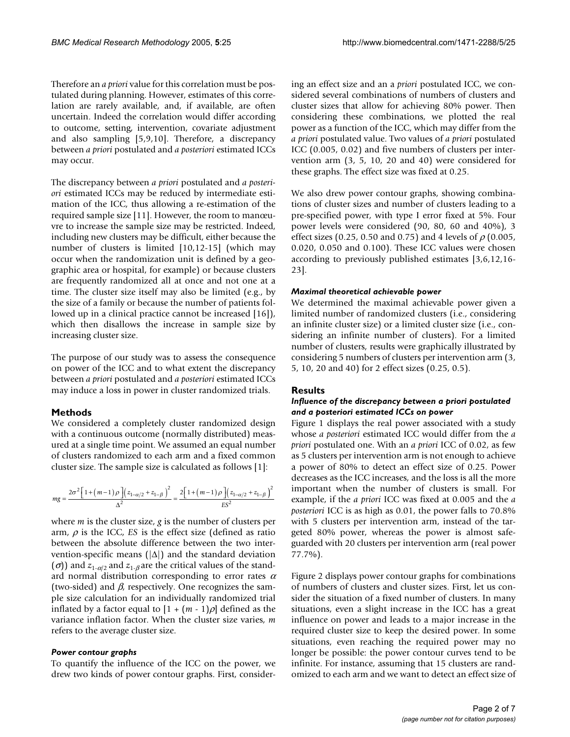Therefore an *a priori* value for this correlation must be postulated during planning. However, estimates of this correlation are rarely available, and, if available, are often uncertain. Indeed the correlation would differ according to outcome, setting, intervention, covariate adjustment and also sampling [5,9,10]. Therefore, a discrepancy between *a priori* postulated and *a posteriori* estimated ICCs may occur.

The discrepancy between *a priori* postulated and *a posteriori* estimated ICCs may be reduced by intermediate estimation of the ICC, thus allowing a re-estimation of the required sample size [11]. However, the room to manœuvre to increase the sample size may be restricted. Indeed, including new clusters may be difficult, either because the number of clusters is limited [10,12-15] (which may occur when the randomization unit is defined by a geographic area or hospital, for example) or because clusters are frequently randomized all at once and not one at a time. The cluster size itself may also be limited (e.g., by the size of a family or because the number of patients followed up in a clinical practice cannot be increased [16]), which then disallows the increase in sample size by increasing cluster size.

The purpose of our study was to assess the consequence on power of the ICC and to what extent the discrepancy between *a priori* postulated and *a posteriori* estimated ICCs may induce a loss in power in cluster randomized trials.

## Methods

We considered a completely cluster randomized design with a continuous outcome (normally distributed) measured at a single time point. We assumed an equal number of clusters randomized to each arm and a fixed common cluster size. The sample size is calculated as follows [1]:

$$mg = \frac{2\sigma^2\left[1+(m-1)\rho\right]\left(z_{1-\alpha/2}+z_{1-\beta}\right)^2}{\Delta^2} = \frac{2\left[1+(m-1)\rho\right]\left(z_{1-\alpha/2}+z_{1-\beta}\right)^2}{ES^2}$$

where $m$ is the cluster size, $g$ is the number of clusters per arm, $\rho$ is the ICC, $ES$ is the effect size (defined as ratio between the absolute difference between the two intervention-specific means ($|\Delta|$) and the standard deviation ($\sigma$)) and $z_{1-\alpha/2}$ and $z_{1-\beta}$ are the critical values of the standard normal distribution corresponding to error rates $\alpha$ (two-sided) and $\beta$, respectively. One recognizes the sample size calculation for an individually randomized trial inflated by a factor equal to $[1 + (m - 1)\rho]$ defined as the variance inflation factor. When the cluster size varies, $m$ refers to the average cluster size.

### *Power contour graphs*

To quantify the influence of the ICC on the power, we drew two kinds of power contour graphs. First, considering an effect size and an a *priori* postulated ICC, we considered several combinations of numbers of clusters and cluster sizes that allow for achieving 80% power. Then considering these combinations, we plotted the real power as a function of the ICC, which may differ from the *a priori* postulated value. Two values of *a priori* postulated ICC (0.005, 0.02) and five numbers of clusters per intervention arm (3, 5, 10, 20 and 40) were considered for these graphs. The effect size was fixed at 0.25.

We also drew power contour graphs, showing combinations of cluster sizes and number of clusters leading to a pre-specified power, with type I error fixed at 5%. Four power levels were considered (90, 80, 60 and 40%), 3 effect sizes (0.25, 0.50 and 0.75) and 4 levels of $\rho$ (0.005, 0.020, 0.050 and 0.100). These ICC values were chosen according to previously published estimates [3,6,12,16-23].

### *Maximal theoretical achievable power*

We determined the maximal achievable power given a limited number of randomized clusters (i.e., considering an infinite cluster size) or a limited cluster size (i.e., considering an infinite number of clusters). For a limited number of clusters, results were graphically illustrated by considering 5 numbers of clusters per intervention arm (3, 5, 10, 20 and 40) for 2 effect sizes (0.25, 0.5).

## Results

### *Influence of the discrepancy between a priori postulated and a posteriori estimated ICCs on power*

Figure 1 displays the real power associated with a study whose *a posteriori* estimated ICC would differ from the *a priori* postulated one. With an *a priori* ICC of 0.02, as few as 5 clusters per intervention arm is not enough to achieve a power of 80% to detect an effect size of 0.25. Power decreases as the ICC increases, and the loss is all the more important when the number of clusters is small. For example, if the *a priori* ICC was fixed at 0.005 and the *a posteriori* ICC is as high as 0.01, the power falls to 70.8% with 5 clusters per intervention arm, instead of the targeted 80% power, whereas the power is almost safeguarded with 20 clusters per intervention arm (real power 77.7%).

Figure 2 displays power contour graphs for combinations of numbers of clusters and cluster sizes. First, let us consider the situation of a fixed number of clusters. In many situations, even a slight increase in the ICC has a great influence on power and leads to a major increase in the required cluster size to keep the desired power. In some situations, even reaching the required power may no longer be possible: the power contour curves tend to be infinite. For instance, assuming that 15 clusters are randomized to each arm and we want to detect an effect size of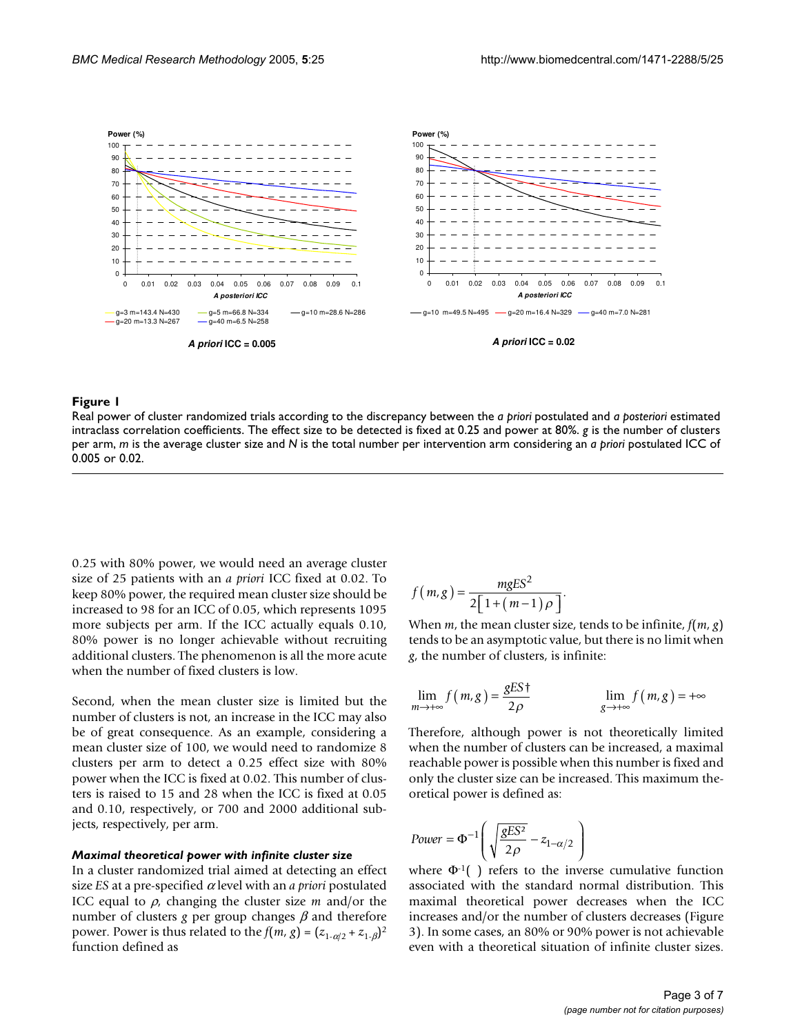**Figure 1**

Real power of cluster randomized trials according to the discrepancy between the *a priori* postulated and *a posteriori* estimated intraclass correlation coefficients. The effect size to be detected is fixed at 0.25 and power at 80%. *g* is the number of clusters per arm, *m* is the average cluster size and *N* is the total number per intervention arm considering an *a priori* postulated ICC of 0.005 or 0.02.

0.25 with 80% power, we would need an average cluster size of 25 patients with an *a priori* ICC fixed at 0.02. To keep 80% power, the required mean cluster size should be increased to 98 for an ICC of 0.05, which represents 1095 more subjects per arm. If the ICC actually equals 0.10, 80% power is no longer achievable without recruiting additional clusters. The phenomenon is all the more acute when the number of fixed clusters is low.

Second, when the mean cluster size is limited but the number of clusters is not, an increase in the ICC may also be of great consequence. As an example, considering a mean cluster size of 100, we would need to randomize 8 clusters per arm to detect a 0.25 effect size with 80% power when the ICC is fixed at 0.02. This number of clusters is raised to 15 and 28 when the ICC is fixed at 0.05 and 0.10, respectively, or 700 and 2000 additional subjects, respectively, per arm.

### *Maximal theoretical power with infinite cluster size*

In a cluster randomized trial aimed at detecting an effect size *ES* at a pre-specified $\alpha$ level with an *a priori* postulated ICC equal to $\rho$, changing the cluster size $m$ and/or the number of clusters $g$ per group changes $\beta$ and therefore power. Power is thus related to the $f(m, g) = (z_{1-\alpha/2} + z_{1-\beta})^2$ function defined as

$$f(m,g) = \frac{mgES^2}{2\left[1+(m-1)\rho\right]}.$$

When $m$, the mean cluster size, tends to be infinite, $f(m, g)$ tends to be an asymptotic value, but there is no limit when $g$, the number of clusters, is infinite:

$$\lim_{m \to +\infty} f(m,g) = \frac{gES\dagger}{2\rho} \qquad \lim_{g \to +\infty} f(m,g) = +\infty$$

Therefore, although power is not theoretically limited when the number of clusters can be increased, a maximal reachable power is possible when this number is fixed and only the cluster size can be increased. This maximum theoretical power is defined as:

$$Power = \Phi^{-1}\left(\sqrt{\frac{gES^2}{2\rho}} - z_{1-\alpha/2}\right)$$

where $\Phi^{-1}(\ )$ refers to the inverse cumulative function associated with the standard normal distribution. This maximal theoretical power decreases when the ICC increases and/or the number of clusters decreases (Figure 3). In some cases, an 80% or 90% power is not achievable even with a theoretical situation of infinite cluster sizes.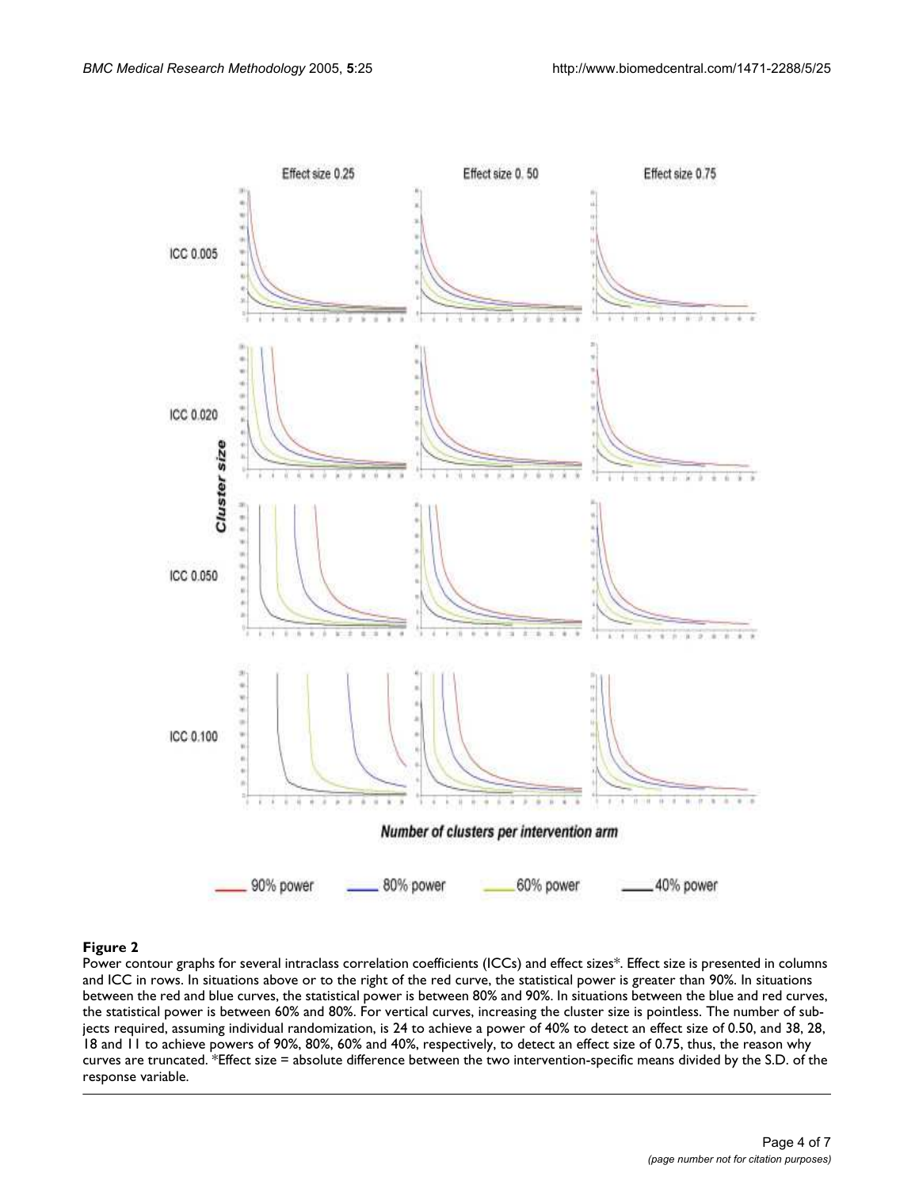**Figure 2**

Power contour graphs for several intraclass correlation coefficients (ICCs) and effect sizes*. Effect size is presented in columns and ICC in rows. In situations above or to the right of the red curve, the statistical power is greater than 90%. In situations between the red and blue curves, the statistical power is between 80% and 90%. In situations between the blue and red curves, the statistical power is between 60% and 80%. For vertical curves, increasing the cluster size is pointless. The number of subjects required, assuming individual randomization, is 24 to achieve a power of 40% to detect an effect size of 0.50, and 38, 28, 18 and 11 to achieve powers of 90%, 80%, 60% and 40%, respectively, to detect an effect size of 0.75, thus, the reason why curves are truncated. *Effect size = absolute difference between the two intervention-specific means divided by the S.D. of the response variable.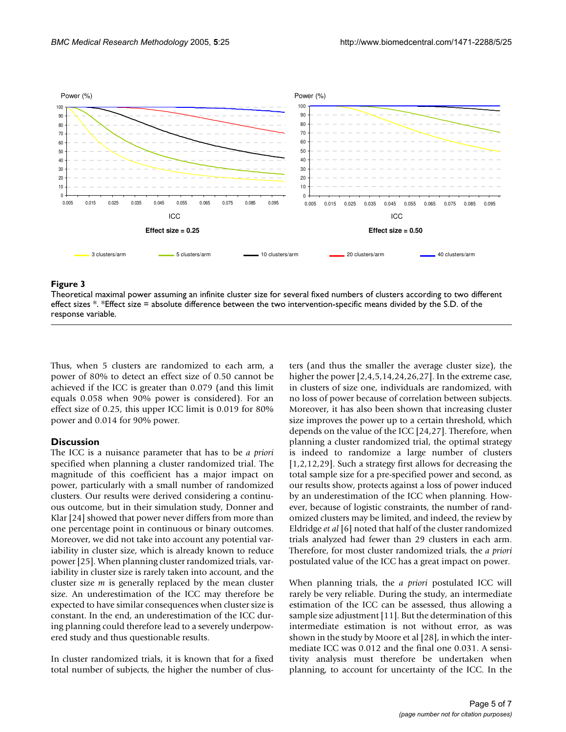**Figure 3**

Theoretical maximal power assuming an infinite cluster size for several fixed numbers of clusters according to two different effect sizes *. *Effect size = absolute difference between the two intervention-specific means divided by the S.D. of the response variable.

Thus, when 5 clusters are randomized to each arm, a power of 80% to detect an effect size of 0.50 cannot be achieved if the ICC is greater than 0.079 (and this limit equals 0.058 when 90% power is considered). For an effect size of 0.25, this upper ICC limit is 0.019 for 80% power and 0.014 for 90% power.

## Discussion

The ICC is a nuisance parameter that has to be *a priori* specified when planning a cluster randomized trial. The magnitude of this coefficient has a major impact on power, particularly with a small number of randomized clusters. Our results were derived considering a continuous outcome, but in their simulation study, Donner and Klar [24] showed that power never differs from more than one percentage point in continuous or binary outcomes. Moreover, we did not take into account any potential variability in cluster size, which is already known to reduce power [25]. When planning cluster randomized trials, variability in cluster size is rarely taken into account, and the cluster size $m$ is generally replaced by the mean cluster size. An underestimation of the ICC may therefore be expected to have similar consequences when cluster size is constant. In the end, an underestimation of the ICC during planning could therefore lead to a severely underpowered study and thus questionable results.

In cluster randomized trials, it is known that for a fixed total number of subjects, the higher the number of clusters (and thus the smaller the average cluster size), the higher the power [2,4,5,14,24,26,27]. In the extreme case, in clusters of size one, individuals are randomized, with no loss of power because of correlation between subjects. Moreover, it has also been shown that increasing cluster size improves the power up to a certain threshold, which depends on the value of the ICC [24,27]. Therefore, when planning a cluster randomized trial, the optimal strategy is indeed to randomize a large number of clusters [1,2,12,29]. Such a strategy first allows for decreasing the total sample size for a pre-specified power and second, as our results show, protects against a loss of power induced by an underestimation of the ICC when planning. However, because of logistic constraints, the number of randomized clusters may be limited, and indeed, the review by Eldridge *et al* [6] noted that half of the cluster randomized trials analyzed had fewer than 29 clusters in each arm. Therefore, for most cluster randomized trials, the *a priori* postulated value of the ICC has a great impact on power.

When planning trials, the *a priori* postulated ICC will rarely be very reliable. During the study, an intermediate estimation of the ICC can be assessed, thus allowing a sample size adjustment [11]. But the determination of this intermediate estimation is not without error, as was shown in the study by Moore et al [28], in which the intermediate ICC was 0.012 and the final one 0.031. A sensitivity analysis must therefore be undertaken when planning, to account for uncertainty of the ICC. In the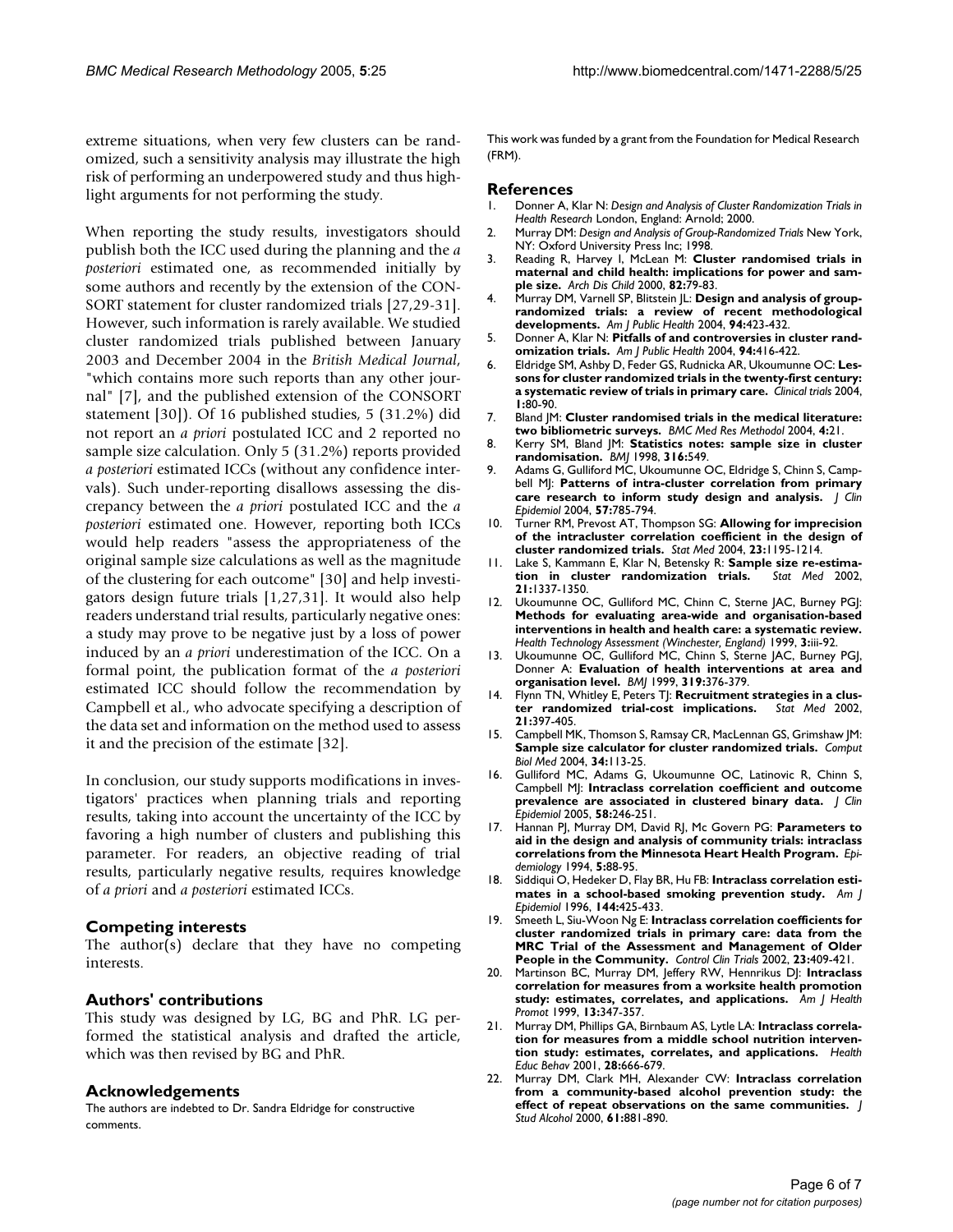extreme situations, when very few clusters can be randomized, such a sensitivity analysis may illustrate the high risk of performing an underpowered study and thus highlight arguments for not performing the study.

When reporting the study results, investigators should publish both the ICC used during the planning and the *a posteriori* estimated one, as recommended initially by some authors and recently by the extension of the CONSORT statement for cluster randomized trials [27,29-31]. However, such information is rarely available. We studied cluster randomized trials published between January 2003 and December 2004 in the *British Medical Journal*, "which contains more such reports than any other journal" [7], and the published extension of the CONSORT statement [30]). Of 16 published studies, 5 (31.2%) did not report an *a priori* postulated ICC and 2 reported no sample size calculation. Only 5 (31.2%) reports provided *a posteriori* estimated ICCs (without any confidence intervals). Such under-reporting disallows assessing the discrepancy between the *a priori* postulated ICC and the *a posteriori* estimated one. However, reporting both ICCs would help readers "assess the appropriateness of the original sample size calculations as well as the magnitude of the clustering for each outcome" [30] and help investigators design future trials [1,27,31]. It would also help readers understand trial results, particularly negative ones: a study may prove to be negative just by a loss of power induced by an *a priori* underestimation of the ICC. On a formal point, the publication format of the *a posteriori* estimated ICC should follow the recommendation by Campbell et al., who advocate specifying a description of the data set and information on the method used to assess it and the precision of the estimate [32].

In conclusion, our study supports modifications in investigators' practices when planning trials and reporting results, taking into account the uncertainty of the ICC by favoring a high number of clusters and publishing this parameter. For readers, an objective reading of trial results, particularly negative results, requires knowledge of *a priori* and *a posteriori* estimated ICCs.

## Competing interests

The author(s) declare that they have no competing interests.

## Authors' contributions

This study was designed by LG, BG and PhR. LG performed the statistical analysis and drafted the article, which was then revised by BG and PhR.

## Acknowledgements

The authors are indebted to Dr. Sandra Eldridge for constructive comments.

This work was funded by a grant from the Foundation for Medical Research (FRM).

## References

1. Donner A, Klar N: *Design and Analysis of Cluster Randomization Trials in Health Research* London, England: Arnold; 2000.
2. Murray DM: *Design and Analysis of Group-Randomized Trials* New York, NY: Oxford University Press Inc; 1998.
3. Reading R, Harvey I, McLean M: **Cluster randomised trials in maternal and child health: implications for power and sample size.** *Arch Dis Child* 2000, **82:**79-83.
4. Murray DM, Varnell SP, Blitstein JL: **Design and analysis of group-randomized trials: a review of recent methodological developments.** *Am J Public Health* 2004, **94:**423-432.
5. Donner A, Klar N: **Pitfalls of and controversies in cluster randomization trials.** *Am J Public Health* 2004, **94:**416-422.
6. Eldridge SM, Ashby D, Feder GS, Rudnicka AR, Ukoumunne OC: **Lessons for cluster randomized trials in the twenty-first century: a systematic review of trials in primary care.** *Clinical trials* 2004, **1:**80-90.
7. Bland JM: **Cluster randomised trials in the medical literature: two bibliometric surveys.** *BMC Med Res Methodol* 2004, **4:**21.
8. Kerry SM, Bland JM: **Statistics notes: sample size in cluster randomisation.** *BMJ* 1998, **316:**549.
9. Adams G, Gulliford MC, Ukoumunne OC, Eldridge S, Chinn S, Campbell MJ: **Patterns of intra-cluster correlation from primary care research to inform study design and analysis.** *J Clin Epidemiol* 2004, **57:**785-794.
10. Turner RM, Prevost AT, Thompson SG: **Allowing for imprecision of the intracluster correlation coefficient in the design of cluster randomized trials.** *Stat Med* 2004, **23:**1195-1214.
11. Lake S, Kammann E, Klar N, Betensky R: **Sample size re-estimation in cluster randomization trials.** *Stat Med* 2002, **21:**1337-1350.
12. Ukoumunne OC, Gulliford MC, Chinn C, Sterne JAC, Burney PGJ: **Methods for evaluating area-wide and organisation-based interventions in health and health care: a systematic review.** *Health Technology Assessment (Winchester, England)* 1999, **3:**iii-92.
13. Ukoumunne OC, Gulliford MC, Chinn S, Sterne JAC, Burney PGJ, Donner A: **Evaluation of health interventions at area and organisation level.** *BMJ* 1999, **319:**376-379.
14. Flynn TN, Whitley E, Peters TJ: **Recruitment strategies in a cluster randomized trial-cost implications.** *Stat Med* 2002, **21:**397-405.
15. Campbell MK, Thomson S, Ramsay CR, MacLennan GS, Grimshaw JM: **Sample size calculator for cluster randomized trials.** *Comput Biol Med* 2004, **34:**113-25.
16. Gulliford MC, Adams G, Ukoumunne OC, Latinovic R, Chinn S, Campbell MJ: **Intraclass correlation coefficient and outcome prevalence are associated in clustered binary data.** *J Clin Epidemiol* 2005, **58:**246-251.
17. Hannan PJ, Murray DM, David RJ, Mc Govern PG: **Parameters to aid in the design and analysis of community trials: intraclass correlations from the Minnesota Heart Health Program.** *Epidemiology* 1994, **5:**88-95.
18. Siddiqui O, Hedeker D, Flay BR, Hu FB: **Intraclass correlation estimates in a school-based smoking prevention study.** *Am J Epidemiol* 1996, **144:**425-433.
19. Smeeth L, Siu-Woon Ng E: **Intraclass correlation coefficients for cluster randomized trials in primary care: data from the MRC Trial of the Assessment and Management of Older People in the Community.** *Control Clin Trials* 2002, **23:**409-421.
20. Martinson BC, Murray DM, Jeffery RW, Hennrikus DJ: **Intraclass correlation for measures from a worksite health promotion study: estimates, correlates, and applications.** *Am J Health Promot* 1999, **13:**347-357.
21. Murray DM, Phillips GA, Birnbaum AS, Lytle LA: **Intraclass correlation for measures from a middle school nutrition intervention study: estimates, correlates, and applications.** *Health Educ Behav* 2001, **28:**666-679.
22. Murray DM, Clark MH, Alexander CW: **Intraclass correlation from a community-based alcohol prevention study: the effect of repeat observations on the same communities.** *J Stud Alcohol* 2000, **61:**881-890.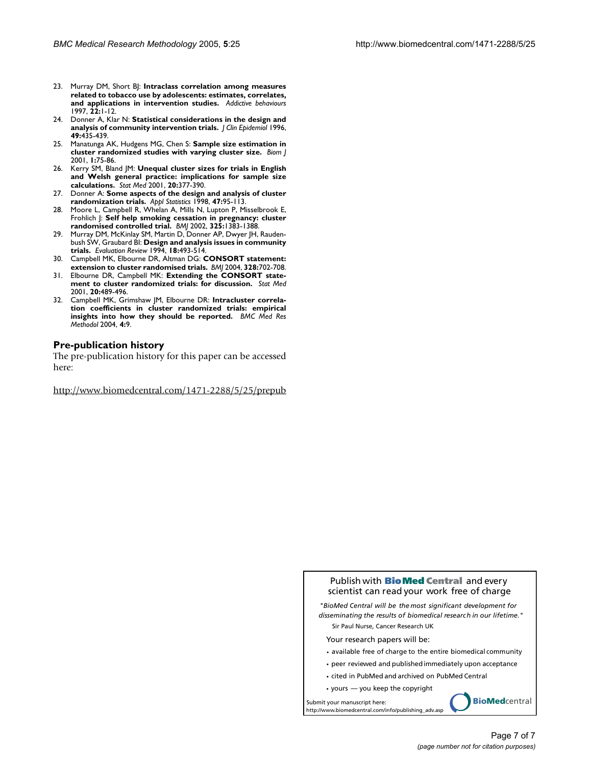23. Murray DM, Short BJ: **Intraclass correlation among measures related to tobacco use by adolescents: estimates, correlates, and applications in intervention studies.** *Addictive behaviours* 1997, **22:**1-12.
24. Donner A, Klar N: **Statistical considerations in the design and analysis of community intervention trials.** *J Clin Epidemiol* 1996, **49:**435-439.
25. Manatunga AK, Hudgens MG, Chen S: **Sample size estimation in cluster randomized studies with varying cluster size.** *Biom J* 2001, **1:**75-86.
26. Kerry SM, Bland JM: **Unequal cluster sizes for trials in English and Welsh general practice: implications for sample size calculations.** *Stat Med* 2001, **20:**377-390.
27. Donner A: **Some aspects of the design and analysis of cluster randomization trials.** *Appl Statistics* 1998, **47:**95-113.
28. Moore L, Campbell R, Whelan A, Mills N, Lupton P, Misselbrook E, Frohlich J: **Self help smoking cessation in pregnancy: cluster randomised controlled trial.** *BMJ* 2002, **325:**1383-1388.
29. Murray DM, McKinlay SM, Martin D, Donner AP, Dwyer JH, Raudenbush SW, Graubard BI: **Design and analysis issues in community trials.** *Evaluation Review* 1994, **18:**493-514.
30. Campbell MK, Elbourne DR, Altman DG: **CONSORT statement: extension to cluster randomised trials.** *BMJ* 2004, **328:**702-708.
31. Elbourne DR, Campbell MK: **Extending the CONSORT statement to cluster randomized trials: for discussion.** *Stat Med* 2001, **20:**489-496.
32. Campbell MK, Grimshaw JM, Elbourne DR: **Intracluster correlation coefficients in cluster randomized trials: empirical insights into how they should be reported.** *BMC Med Res Methodol* 2004, **4:**9.

## Pre-publication history

The pre-publication history for this paper can be accessed here:

http://www.biomedcentral.com/1471-2288/5/25/prepub

Publish with **BioMed Central** and every scientist can read your work free of charge

*"BioMed Central will be the most significant development for disseminating the results of biomedical research in our lifetime."*

Sir Paul Nurse, Cancer Research UK

Your research papers will be:

- available free of charge to the entire biomedical community
- peer reviewed and published immediately upon acceptance
- cited in PubMed and archived on PubMed Central
- yours — you keep the copyright

Submit your manuscript here:
http://www.biomedcentral.com/info/publishing_adv.asp

**BioMed**central